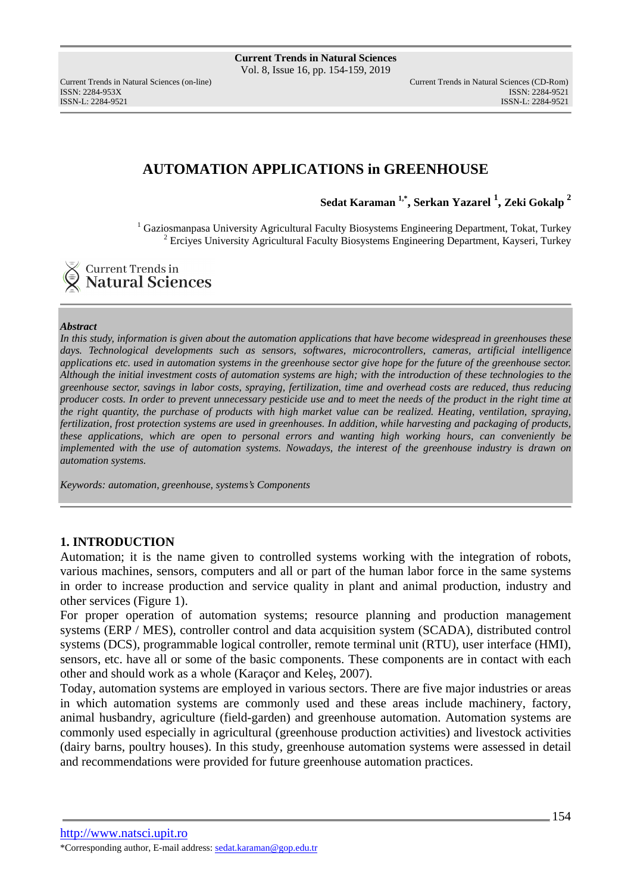# AUTOMATION APPLICATIONS in GREENHOUSE

**Sedat Karaman [1,*], Serkan Yazarel [1], Zeki Gokalp [2]**

[1] Gaziosmanpasa University Agricultural Faculty Biosystems Engineering Department, Tokat, Turkey
[2] Erciyes University Agricultural Faculty Biosystems Engineering Department, Kayseri, Turkey

***Abstract***

*In this study, information is given about the automation applications that have become widespread in greenhouses these days. Technological developments such as sensors, softwares, microcontrollers, cameras, artificial intelligence applications etc. used in automation systems in the greenhouse sector give hope for the future of the greenhouse sector. Although the initial investment costs of automation systems are high; with the introduction of these technologies to the greenhouse sector, savings in labor costs, spraying, fertilization, time and overhead costs are reduced, thus reducing producer costs. In order to prevent unnecessary pesticide use and to meet the needs of the product in the right time at the right quantity, the purchase of products with high market value can be realized. Heating, ventilation, spraying, fertilization, frost protection systems are used in greenhouses. In addition, while harvesting and packaging of products, these applications, which are open to personal errors and wanting high working hours, can conveniently be implemented with the use of automation systems. Nowadays, the interest of the greenhouse industry is drawn on automation systems.*

*Keywords: automation, greenhouse, systems's Components*

## 1. INTRODUCTION

Automation; it is the name given to controlled systems working with the integration of robots, various machines, sensors, computers and all or part of the human labor force in the same systems in order to increase production and service quality in plant and animal production, industry and other services (Figure 1).

For proper operation of automation systems; resource planning and production management systems (ERP / MES), controller control and data acquisition system (SCADA), distributed control systems (DCS), programmable logical controller, remote terminal unit (RTU), user interface (HMI), sensors, etc. have all or some of the basic components. These components are in contact with each other and should work as a whole (Karaçor and Keleş, 2007).

Today, automation systems are employed in various sectors. There are five major industries or areas in which automation systems are commonly used and these areas include machinery, factory, animal husbandry, agriculture (field-garden) and greenhouse automation. Automation systems are commonly used especially in agricultural (greenhouse production activities) and livestock activities (dairy barns, poultry houses). In this study, greenhouse automation systems were assessed in detail and recommendations were provided for future greenhouse automation practices.

http://www.natsci.upit.ro

*Corresponding author, E-mail address: sedat.karaman@gop.edu.tr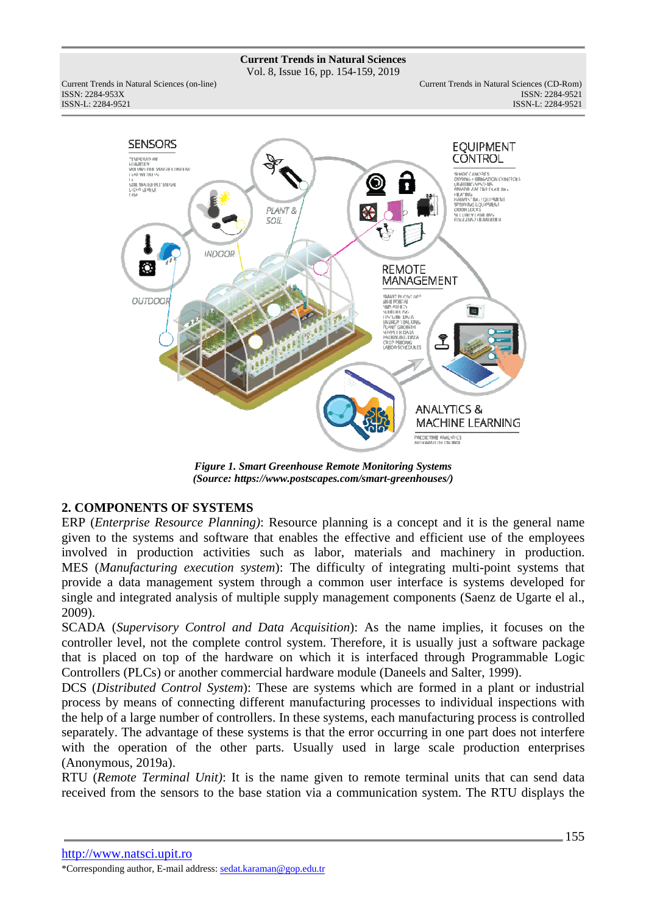*Figure 1. Smart Greenhouse Remote Monitoring Systems*
*(Source: https://www.postscapes.com/smart-greenhouses/)*

## 2. COMPONENTS OF SYSTEMS

ERP (*Enterprise Resource Planning)*: Resource planning is a concept and it is the general name given to the systems and software that enables the effective and efficient use of the employees involved in production activities such as labor, materials and machinery in production. MES (*Manufacturing execution system*): The difficulty of integrating multi-point systems that provide a data management system through a common user interface is systems developed for single and integrated analysis of multiple supply management components (Saenz de Ugarte el al., 2009).

SCADA (*Supervisory Control and Data Acquisition*): As the name implies, it focuses on the controller level, not the complete control system. Therefore, it is usually just a software package that is placed on top of the hardware on which it is interfaced through Programmable Logic Controllers (PLCs) or another commercial hardware module (Daneels and Salter, 1999).

DCS (*Distributed Control System*): These are systems which are formed in a plant or industrial process by means of connecting different manufacturing processes to individual inspections with the help of a large number of controllers. In these systems, each manufacturing process is controlled separately. The advantage of these systems is that the error occurring in one part does not interfere with the operation of the other parts. Usually used in large scale production enterprises (Anonymous, 2019a).

RTU (*Remote Terminal Unit)*: It is the name given to remote terminal units that can send data received from the sensors to the base station via a communication system. The RTU displays the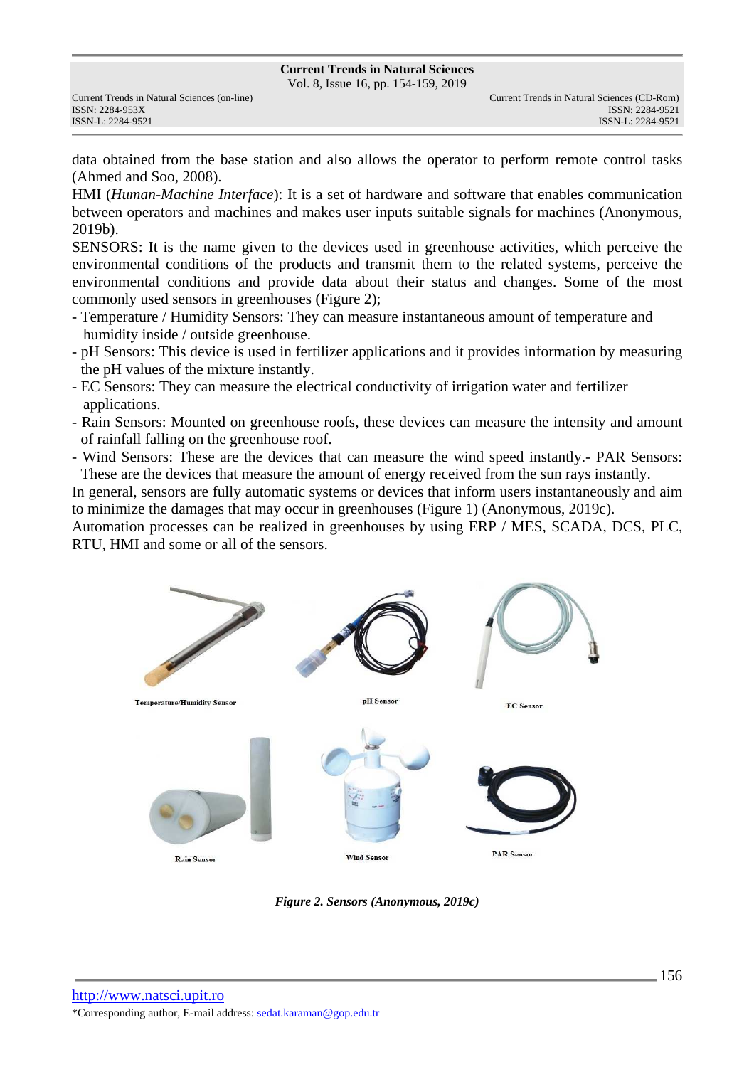data obtained from the base station and also allows the operator to perform remote control tasks (Ahmed and Soo, 2008).

HMI (*Human-Machine Interface*): It is a set of hardware and software that enables communication between operators and machines and makes user inputs suitable signals for machines (Anonymous, 2019b).

SENSORS: It is the name given to the devices used in greenhouse activities, which perceive the environmental conditions of the products and transmit them to the related systems, perceive the environmental conditions and provide data about their status and changes. Some of the most commonly used sensors in greenhouses (Figure 2);

- Temperature / Humidity Sensors: They can measure instantaneous amount of temperature and humidity inside / outside greenhouse.
- pH Sensors: This device is used in fertilizer applications and it provides information by measuring the pH values of the mixture instantly.
- EC Sensors: They can measure the electrical conductivity of irrigation water and fertilizer applications.
- Rain Sensors: Mounted on greenhouse roofs, these devices can measure the intensity and amount of rainfall falling on the greenhouse roof.
- Wind Sensors: These are the devices that can measure the wind speed instantly.- PAR Sensors: These are the devices that measure the amount of energy received from the sun rays instantly.

In general, sensors are fully automatic systems or devices that inform users instantaneously and aim to minimize the damages that may occur in greenhouses (Figure 1) (Anonymous, 2019c).

Automation processes can be realized in greenhouses by using ERP / MES, SCADA, DCS, PLC, RTU, HMI and some or all of the sensors.

Temperature/Humidity Sensor

pH Sensor

EC Sensor

Rain Sensor

Wind Sensor

PAR Sensor

*Figure 2. Sensors (Anonymous, 2019c)*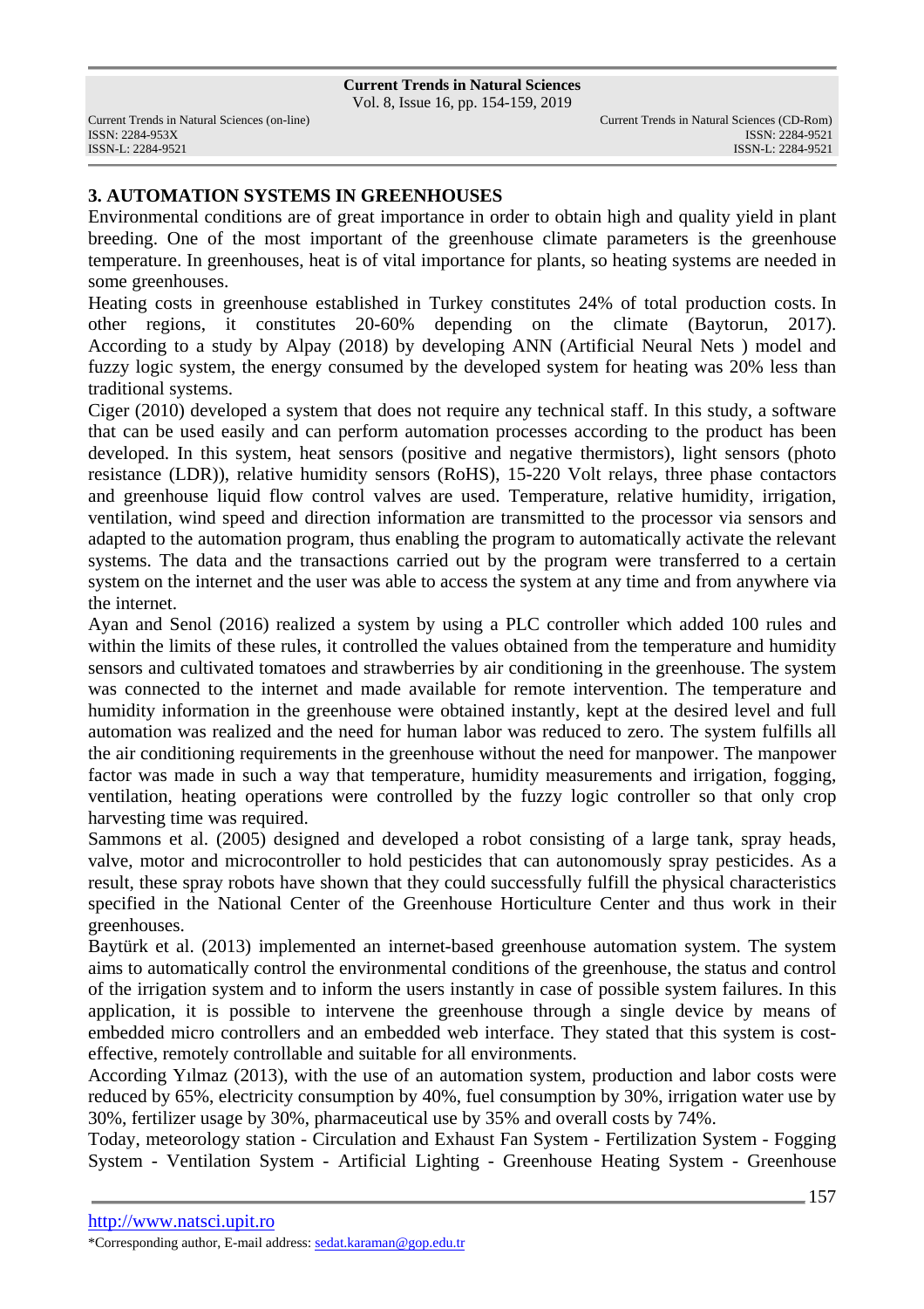## 3. AUTOMATION SYSTEMS IN GREENHOUSES

Environmental conditions are of great importance in order to obtain high and quality yield in plant breeding. One of the most important of the greenhouse climate parameters is the greenhouse temperature. In greenhouses, heat is of vital importance for plants, so heating systems are needed in some greenhouses.

Heating costs in greenhouse established in Turkey constitutes 24% of total production costs. In other regions, it constitutes 20-60% depending on the climate (Baytorun, 2017). According to a study by Alpay (2018) by developing ANN (Artificial Neural Nets ) model and fuzzy logic system, the energy consumed by the developed system for heating was 20% less than traditional systems.

Ciger (2010) developed a system that does not require any technical staff. In this study, a software that can be used easily and can perform automation processes according to the product has been developed. In this system, heat sensors (positive and negative thermistors), light sensors (photo resistance (LDR)), relative humidity sensors (RoHS), 15-220 Volt relays, three phase contactors and greenhouse liquid flow control valves are used. Temperature, relative humidity, irrigation, ventilation, wind speed and direction information are transmitted to the processor via sensors and adapted to the automation program, thus enabling the program to automatically activate the relevant systems. The data and the transactions carried out by the program were transferred to a certain system on the internet and the user was able to access the system at any time and from anywhere via the internet.

Ayan and Senol (2016) realized a system by using a PLC controller which added 100 rules and within the limits of these rules, it controlled the values obtained from the temperature and humidity sensors and cultivated tomatoes and strawberries by air conditioning in the greenhouse. The system was connected to the internet and made available for remote intervention. The temperature and humidity information in the greenhouse were obtained instantly, kept at the desired level and full automation was realized and the need for human labor was reduced to zero. The system fulfills all the air conditioning requirements in the greenhouse without the need for manpower. The manpower factor was made in such a way that temperature, humidity measurements and irrigation, fogging, ventilation, heating operations were controlled by the fuzzy logic controller so that only crop harvesting time was required.

Sammons et al. (2005) designed and developed a robot consisting of a large tank, spray heads, valve, motor and microcontroller to hold pesticides that can autonomously spray pesticides. As a result, these spray robots have shown that they could successfully fulfill the physical characteristics specified in the National Center of the Greenhouse Horticulture Center and thus work in their greenhouses.

Baytürk et al. (2013) implemented an internet-based greenhouse automation system. The system aims to automatically control the environmental conditions of the greenhouse, the status and control of the irrigation system and to inform the users instantly in case of possible system failures. In this application, it is possible to intervene the greenhouse through a single device by means of embedded micro controllers and an embedded web interface. They stated that this system is cost-effective, remotely controllable and suitable for all environments.

According Yılmaz (2013), with the use of an automation system, production and labor costs were reduced by 65%, electricity consumption by 40%, fuel consumption by 30%, irrigation water use by 30%, fertilizer usage by 30%, pharmaceutical use by 35% and overall costs by 74%.

Today, meteorology station - Circulation and Exhaust Fan System - Fertilization System - Fogging System - Ventilation System - Artificial Lighting - Greenhouse Heating System - Greenhouse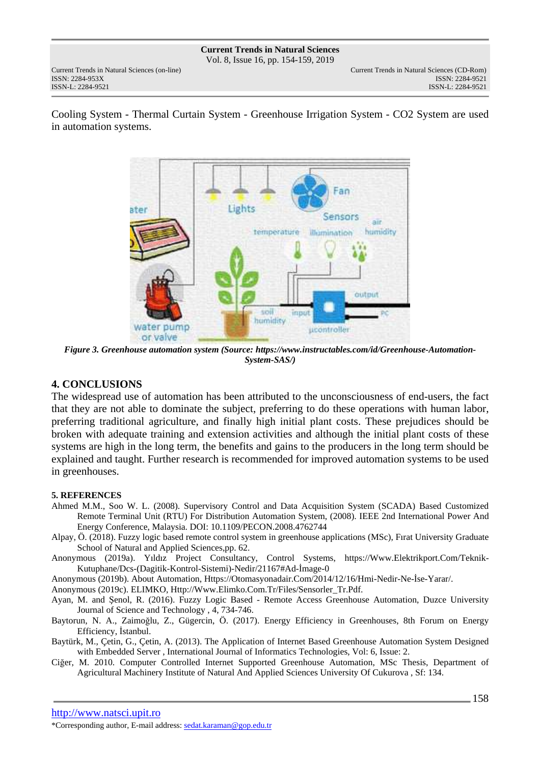Cooling System - Thermal Curtain System - Greenhouse Irrigation System - CO2 System are used in automation systems.

*Figure 3. Greenhouse automation system (Source: https://www.instructables.com/id/Greenhouse-Automation-System-SAS/)*

## 4. CONCLUSIONS

The widespread use of automation has been attributed to the unconsciousness of end-users, the fact that they are not able to dominate the subject, preferring to do these operations with human labor, preferring traditional agriculture, and finally high initial plant costs. These prejudices should be broken with adequate training and extension activities and although the initial plant costs of these systems are high in the long term, the benefits and gains to the producers in the long term should be explained and taught. Further research is recommended for improved automation systems to be used in greenhouses.

## 5. REFERENCES

Ahmed M.M., Soo W. L. (2008). Supervisory Control and Data Acquisition System (SCADA) Based Customized Remote Terminal Unit (RTU) For Distribution Automation System, (2008). IEEE 2nd International Power And Energy Conference, Malaysia. DOI: 10.1109/PECON.2008.4762744

Alpay, Ö. (2018). Fuzzy logic based remote control system in greenhouse applications (MSc), Fırat University Graduate School of Natural and Applied Sciences,pp. 62.

Anonymous (2019a). Yıldız Project Consultancy, Control Systems, https://Www.Elektrikport.Com/Teknik-Kutuphane/Dcs-(Dagitik-Kontrol-Sistemi)-Nedir/21167#Ad-İmage-0

Anonymous (2019b). About Automation, Https://Otomasyonadair.Com/2014/12/16/Hmi-Nedir-Ne-İse-Yarar/.

Anonymous (2019c). ELIMKO, Http://Www.Elimko.Com.Tr/Files/Sensorler_Tr.Pdf.

Ayan, M. and Şenol, R. (2016). Fuzzy Logic Based - Remote Access Greenhouse Automation, Duzce University Journal of Science and Technology , 4, 734-746.

Baytorun, N. A., Zaimoğlu, Z., Gügercin, Ö. (2017). Energy Efficiency in Greenhouses, 8th Forum on Energy Efficiency, İstanbul.

Baytürk, M., Çetin, G., Çetin, A. (2013). The Application of Internet Based Greenhouse Automation System Designed with Embedded Server , International Journal of Informatics Technologies, Vol: 6, Issue: 2.

Ciğer, M. 2010. Computer Controlled Internet Supported Greenhouse Automation, MSc Thesis, Department of Agricultural Machinery Institute of Natural And Applied Sciences University Of Cukurova , Sf: 134.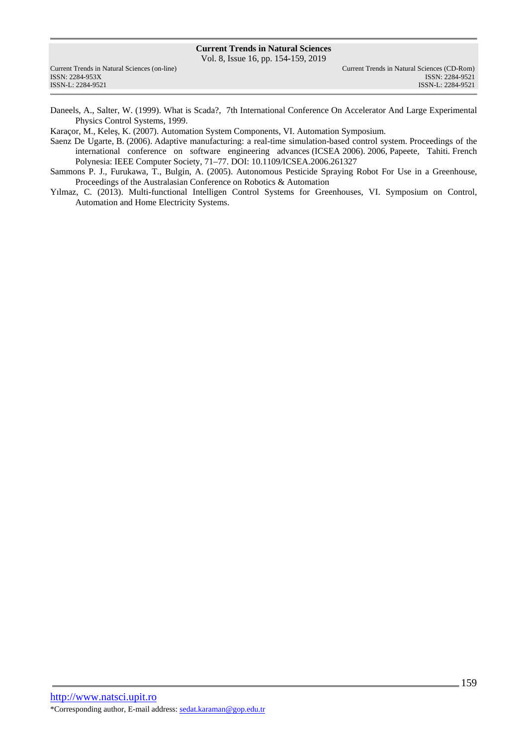Daneels, A., Salter, W. (1999). What is Scada?, 7th International Conference On Accelerator And Large Experimental Physics Control Systems, 1999.

Karaçor, M., Keleş, K. (2007). Automation System Components, VI. Automation Symposium.

Saenz De Ugarte, B. (2006). Adaptive manufacturing: a real-time simulation-based control system. Proceedings of the international conference on software engineering advances (ICSEA 2006). 2006, Papeete, Tahiti. French Polynesia: IEEE Computer Society, 71–77. DOI: 10.1109/ICSEA.2006.261327

Sammons P. J., Furukawa, T., Bulgin, A. (2005). Autonomous Pesticide Spraying Robot For Use in a Greenhouse, Proceedings of the Australasian Conference on Robotics & Automation

Yılmaz, C. (2013). Multi-functional Intelligen Control Systems for Greenhouses, VI. Symposium on Control, Automation and Home Electricity Systems.

http://www.natsci.upit.ro

*Corresponding author, E-mail address: sedat.karaman@gop.edu.tr